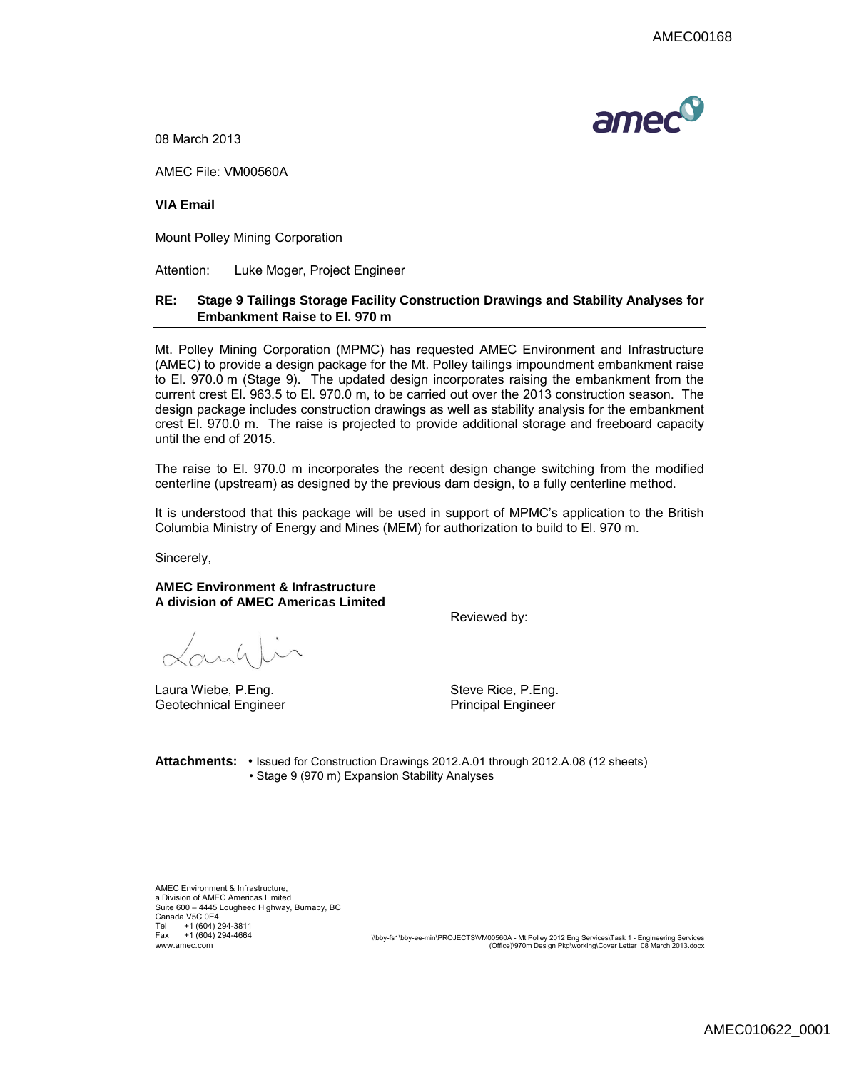08 March 2013

AMEC File: VM00560A

**VIA Email**

Mount Polley Mining Corporation

Attention: Luke Moger, Project Engineer

**RE: Stage 9 Tailings Storage Facility Construction Drawings and Stability Analyses for Embankment Raise to El. 970 m**

Mt. Polley Mining Corporation (MPMC) has requested AMEC Environment and Infrastructure (AMEC) to provide a design package for the Mt. Polley tailings impoundment embankment raise to El. 970.0 m (Stage 9). The updated design incorporates raising the embankment from the current crest El. 963.5 to El. 970.0 m, to be carried out over the 2013 construction season. The design package includes construction drawings as well as stability analysis for the embankment crest El. 970.0 m. The raise is projected to provide additional storage and freeboard capacity until the end of 2015.

The raise to El. 970.0 m incorporates the recent design change switching from the modified centerline (upstream) as designed by the previous dam design, to a fully centerline method.

It is understood that this package will be used in support of MPMC's application to the British Columbia Ministry of Energy and Mines (MEM) for authorization to build to El. 970 m.

Sincerely,

**AMEC Environment & Infrastructure**
**A division of AMEC Americas Limited**

Reviewed by:

Laura Wiebe, P.Eng.
Geotechnical Engineer

Steve Rice, P.Eng.
Principal Engineer

**Attachments:**
- Issued for Construction Drawings 2012.A.01 through 2012.A.08 (12 sheets)
- Stage 9 (970 m) Expansion Stability Analyses

AMEC Environment & Infrastructure,
a Division of AMEC Americas Limited
Suite 600 – 4445 Lougheed Highway, Burnaby, BC
Canada V5C 0E4
Tel +1 (604) 294-3811
Fax +1 (604) 294-4664
www.amec.com

\\bby-fs1\bby-ee-min\PROJECTS\VM00560A - Mt Polley 2012 Eng Services\Task 1 - Engineering Services (Office)\970m Design Pkg\working\Cover Letter_08 March 2013.docx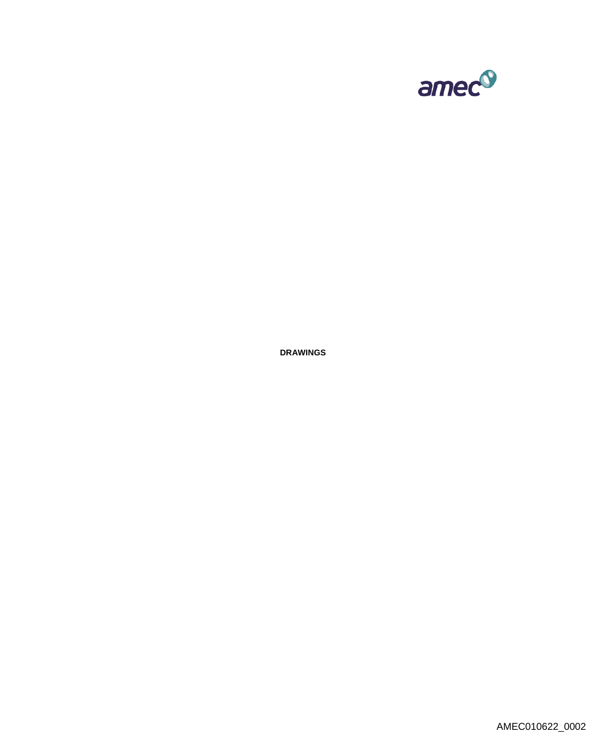**DRAWINGS**

AMEC010622_0002